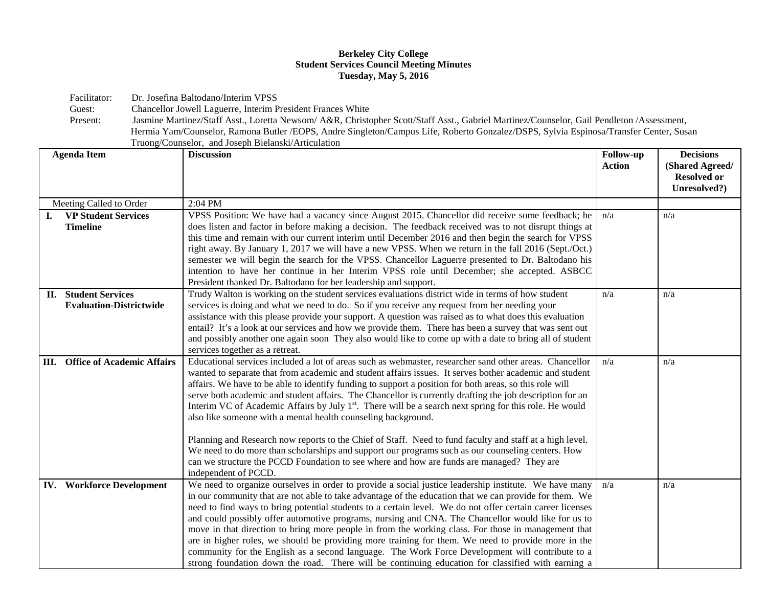**Berkeley City College**
**Student Services Council Meeting Minutes**
**Tuesday, May 5, 2016**

Facilitator: Dr. Josefina Baltodano/Interim VPSS

Guest: Chancellor Jowell Laguerre, Interim President Frances White

Present: Jasmine Martinez/Staff Asst., Loretta Newsom/ A&R, Christopher Scott/Staff Asst., Gabriel Martinez/Counselor, Gail Pendleton /Assessment, Hermia Yam/Counselor, Ramona Butler /EOPS, Andre Singleton/Campus Life, Roberto Gonzalez/DSPS, Sylvia Espinosa/Transfer Center, Susan Truong/Counselor, and Joseph Bielanski/Articulation

| Agenda Item | Discussion | Follow-up Action | Decisions (Shared Agreed/ Resolved or Unresolved?) |
|---|---|---|---|
| Meeting Called to Order | 2:04 PM | | |
| **I. VP Student Services Timeline** | VPSS Position: We have had a vacancy since August 2015. Chancellor did receive some feedback; he does listen and factor in before making a decision. The feedback received was to not disrupt things at this time and remain with our current interim until December 2016 and then begin the search for VPSS right away. By January 1, 2017 we will have a new VPSS. When we return in the fall 2016 (Sept./Oct.) semester we will begin the search for the VPSS. Chancellor Laguerre presented to Dr. Baltodano his intention to have her continue in her Interim VPSS role until December; she accepted. ASBCC President thanked Dr. Baltodano for her leadership and support. | n/a | n/a |
| **II. Student Services Evaluation-Districtwide** | Trudy Walton is working on the student services evaluations district wide in terms of how student services is doing and what we need to do. So if you receive any request from her needing your assistance with this please provide your support. A question was raised as to what does this evaluation entail? It's a look at our services and how we provide them. There has been a survey that was sent out and possibly another one again soon They also would like to come up with a date to bring all of student services together as a retreat. | n/a | n/a |
| **III. Office of Academic Affairs** | Educational services included a lot of areas such as webmaster, researcher sand other areas. Chancellor wanted to separate that from academic and student affairs issues. It serves bother academic and student affairs. We have to be able to identify funding to support a position for both areas, so this role will serve both academic and student affairs. The Chancellor is currently drafting the job description for an Interim VC of Academic Affairs by July 1st. There will be a search next spring for this role. He would also like someone with a mental health counseling background.<br><br>Planning and Research now reports to the Chief of Staff. Need to fund faculty and staff at a high level. We need to do more than scholarships and support our programs such as our counseling centers. How can we structure the PCCD Foundation to see where and how are funds are managed? They are independent of PCCD. | n/a | n/a |
| **IV. Workforce Development** | We need to organize ourselves in order to provide a social justice leadership institute. We have many in our community that are not able to take advantage of the education that we can provide for them. We need to find ways to bring potential students to a certain level. We do not offer certain career licenses and could possibly offer automotive programs, nursing and CNA. The Chancellor would like for us to move in that direction to bring more people in from the working class. For those in management that are in higher roles, we should be providing more training for them. We need to provide more in the community for the English as a second language. The Work Force Development will contribute to a strong foundation down the road. There will be continuing education for classified with earning a | n/a | n/a |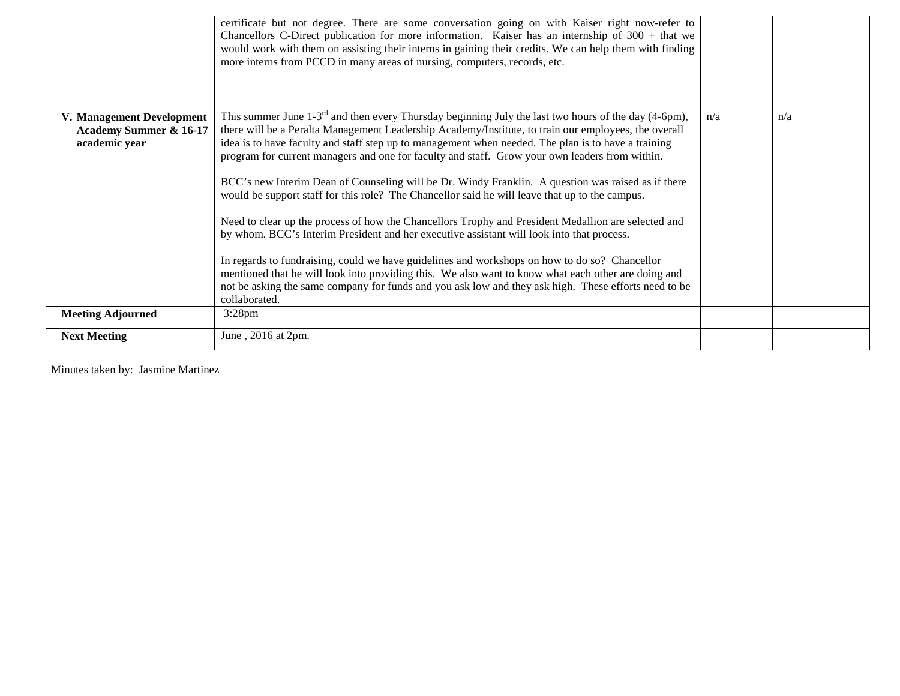| | | | |
|---|---|---|---|
| | certificate but not degree. There are some conversation going on with Kaiser right now-refer to Chancellors C-Direct publication for more information. Kaiser has an internship of 300 + that we would work with them on assisting their interns in gaining their credits. We can help them with finding more interns from PCCD in many areas of nursing, computers, records, etc. | | |
| **V. Management Development Academy Summer & 16-17 academic year** | This summer June 1-3rd and then every Thursday beginning July the last two hours of the day (4-6pm), there will be a Peralta Management Leadership Academy/Institute, to train our employees, the overall idea is to have faculty and staff step up to management when needed. The plan is to have a training program for current managers and one for faculty and staff. Grow your own leaders from within.<br><br>BCC's new Interim Dean of Counseling will be Dr. Windy Franklin. A question was raised as if there would be support staff for this role? The Chancellor said he will leave that up to the campus.<br><br>Need to clear up the process of how the Chancellors Trophy and President Medallion are selected and by whom. BCC's Interim President and her executive assistant will look into that process.<br><br>In regards to fundraising, could we have guidelines and workshops on how to do so? Chancellor mentioned that he will look into providing this. We also want to know what each other are doing and not be asking the same company for funds and you ask low and they ask high. These efforts need to be collaborated. | n/a | n/a |
| **Meeting Adjourned** | 3:28pm | | |
| **Next Meeting** | June , 2016 at 2pm. | | |

Minutes taken by: Jasmine Martinez